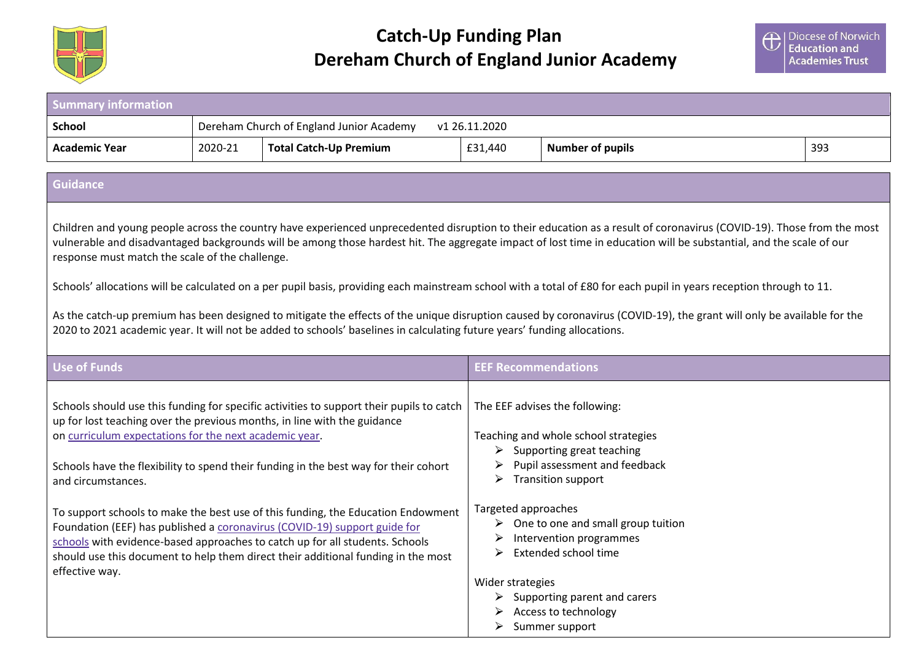# Catch-Up Funding Plan
# Dereham Church of England Junior Academy

Diocese of Norwich Education and Academies Trust

| Summary information | | | | | |
|---|---|---|---|---|---|
| **School** | Dereham Church of England Junior Academy v1 26.11.2020 | | | | |
| **Academic Year** | 2020-21 | **Total Catch-Up Premium** | £31,440 | **Number of pupils** | 393 |

## Guidance

Children and young people across the country have experienced unprecedented disruption to their education as a result of coronavirus (COVID-19). Those from the most vulnerable and disadvantaged backgrounds will be among those hardest hit. The aggregate impact of lost time in education will be substantial, and the scale of our response must match the scale of the challenge.

Schools' allocations will be calculated on a per pupil basis, providing each mainstream school with a total of £80 for each pupil in years reception through to 11.

As the catch-up premium has been designed to mitigate the effects of the unique disruption caused by coronavirus (COVID-19), the grant will only be available for the 2020 to 2021 academic year. It will not be added to schools' baselines in calculating future years' funding allocations.

## Use of Funds

Schools should use this funding for specific activities to support their pupils to catch up for lost teaching over the previous months, in line with the guidance on [curriculum expectations for the next academic year](#).

Schools have the flexibility to spend their funding in the best way for their cohort and circumstances.

To support schools to make the best use of this funding, the Education Endowment Foundation (EEF) has published a [coronavirus (COVID-19) support guide for schools](#) with evidence-based approaches to catch up for all students. Schools should use this document to help them direct their additional funding in the most effective way.

## EEF Recommendations

The EEF advises the following:

Teaching and whole school strategies
- Supporting great teaching
- Pupil assessment and feedback
- Transition support

Targeted approaches
- One to one and small group tuition
- Intervention programmes
- Extended school time

Wider strategies
- Supporting parent and carers
- Access to technology
- Summer support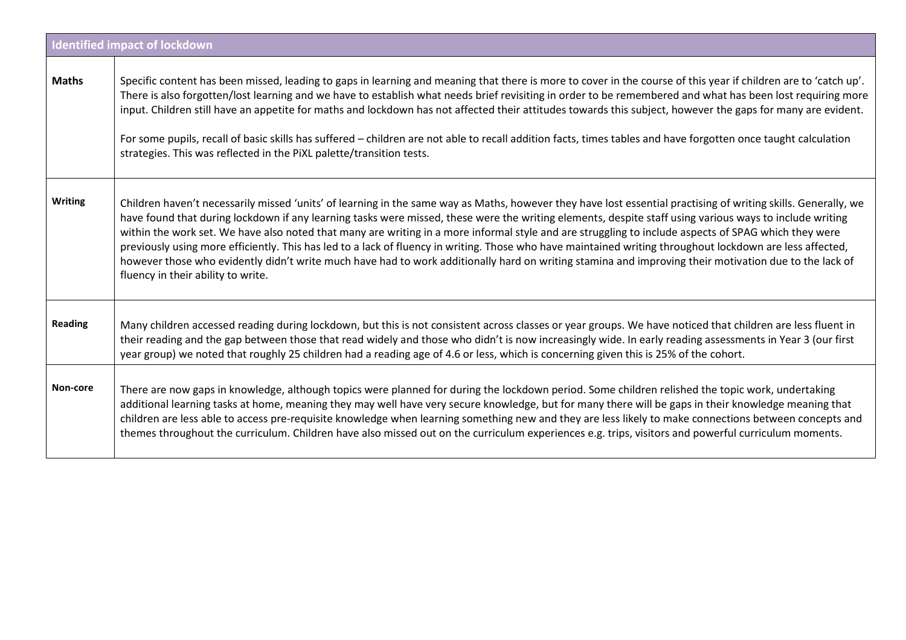| Identified impact of lockdown | |
|---|---|
| **Maths** | Specific content has been missed, leading to gaps in learning and meaning that there is more to cover in the course of this year if children are to 'catch up'. There is also forgotten/lost learning and we have to establish what needs brief revisiting in order to be remembered and what has been lost requiring more input. Children still have an appetite for maths and lockdown has not affected their attitudes towards this subject, however the gaps for many are evident.<br><br>For some pupils, recall of basic skills has suffered – children are not able to recall addition facts, times tables and have forgotten once taught calculation strategies. This was reflected in the PiXL palette/transition tests. |
| **Writing** | Children haven't necessarily missed 'units' of learning in the same way as Maths, however they have lost essential practising of writing skills. Generally, we have found that during lockdown if any learning tasks were missed, these were the writing elements, despite staff using various ways to include writing within the work set. We have also noted that many are writing in a more informal style and are struggling to include aspects of SPAG which they were previously using more efficiently. This has led to a lack of fluency in writing. Those who have maintained writing throughout lockdown are less affected, however those who evidently didn't write much have had to work additionally hard on writing stamina and improving their motivation due to the lack of fluency in their ability to write. |
| **Reading** | Many children accessed reading during lockdown, but this is not consistent across classes or year groups. We have noticed that children are less fluent in their reading and the gap between those that read widely and those who didn't is now increasingly wide. In early reading assessments in Year 3 (our first year group) we noted that roughly 25 children had a reading age of 4.6 or less, which is concerning given this is 25% of the cohort. |
| **Non-core** | There are now gaps in knowledge, although topics were planned for during the lockdown period. Some children relished the topic work, undertaking additional learning tasks at home, meaning they may well have very secure knowledge, but for many there will be gaps in their knowledge meaning that children are less able to access pre-requisite knowledge when learning something new and they are less likely to make connections between concepts and themes throughout the curriculum. Children have also missed out on the curriculum experiences e.g. trips, visitors and powerful curriculum moments. |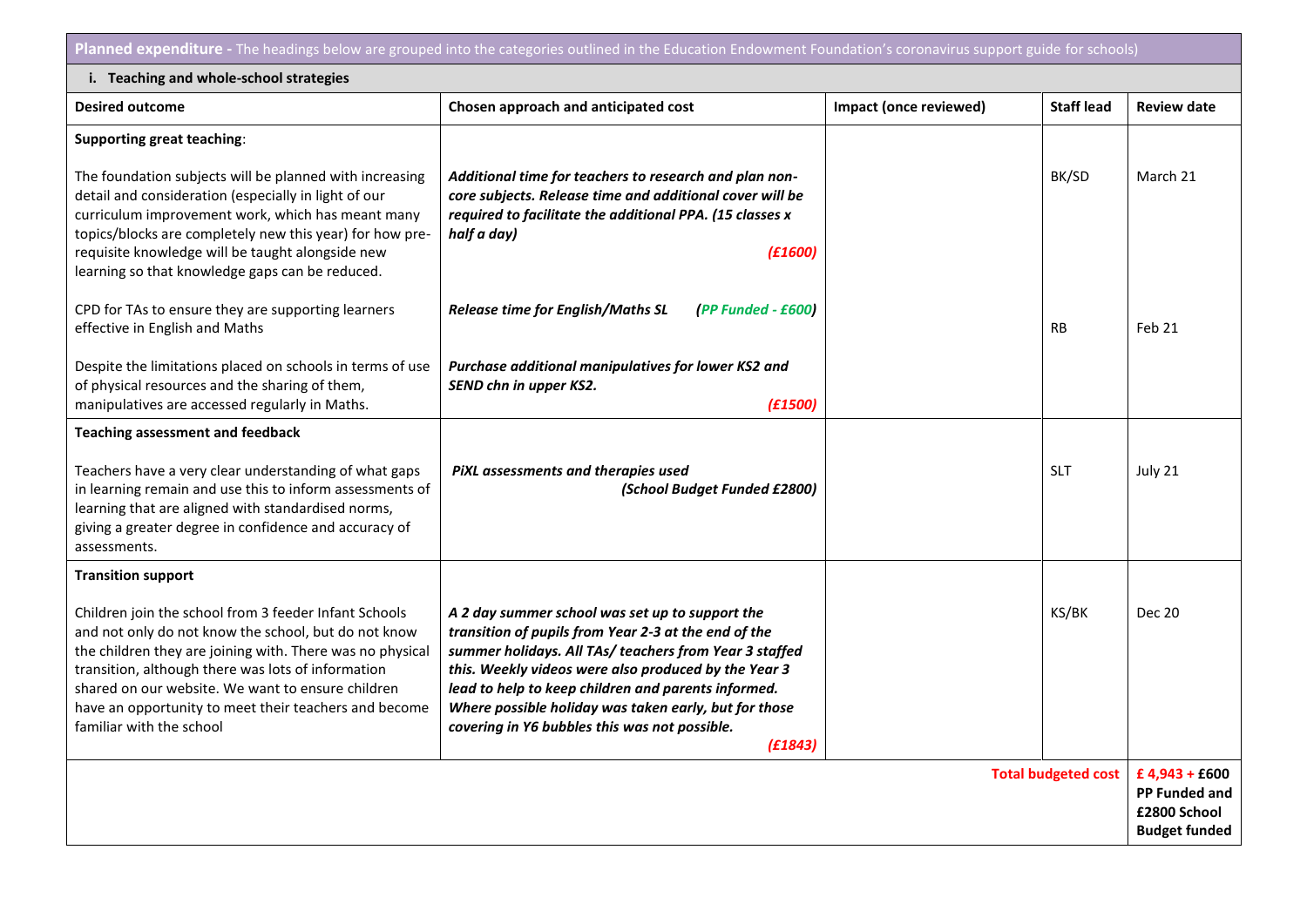**Planned expenditure -** The headings below are grouped into the categories outlined in the Education Endowment Foundation's coronavirus support guide for schools)

### i. Teaching and whole-school strategies

| Desired outcome | Chosen approach and anticipated cost | Impact (once reviewed) | Staff lead | Review date |
|---|---|---|---|---|
| **Supporting great teaching**:<br><br>The foundation subjects will be planned with increasing detail and consideration (especially in light of our curriculum improvement work, which has meant many topics/blocks are completely new this year) for how pre-requisite knowledge will be taught alongside new learning so that knowledge gaps can be reduced. | ***Additional time for teachers to research and plan non-core subjects. Release time and additional cover will be required to facilitate the additional PPA. (15 classes x half a day)***<br>***(£1600)*** | | BK/SD | March 21 |
| CPD for TAs to ensure they are supporting learners effective in English and Maths | ***Release time for English/Maths SL (PP Funded - £600)*** | | RB | Feb 21 |
| Despite the limitations placed on schools in terms of use of physical resources and the sharing of them, manipulatives are accessed regularly in Maths. | ***Purchase additional manipulatives for lower KS2 and SEND chn in upper KS2.***<br>***(£1500)*** | | | |
| **Teaching assessment and feedback**<br><br>Teachers have a very clear understanding of what gaps in learning remain and use this to inform assessments of learning that are aligned with standardised norms, giving a greater degree in confidence and accuracy of assessments. | ***PiXL assessments and therapies used***<br>***(School Budget Funded £2800)*** | | SLT | July 21 |
| **Transition support**<br><br>Children join the school from 3 feeder Infant Schools and not only do not know the school, but do not know the children they are joining with. There was no physical transition, although there was lots of information shared on our website. We want to ensure children have an opportunity to meet their teachers and become familiar with the school | ***A 2 day summer school was set up to support the transition of pupils from Year 2-3 at the end of the summer holidays. All TAs/ teachers from Year 3 staffed this. Weekly videos were also produced by the Year 3 lead to help to keep children and parents informed. Where possible holiday was taken early, but for those covering in Y6 bubbles this was not possible.***<br>***(£1843)*** | | KS/BK | Dec 20 |
| | | | **Total budgeted cost** | **£ 4,943 + £600 PP Funded and £2800 School Budget funded** |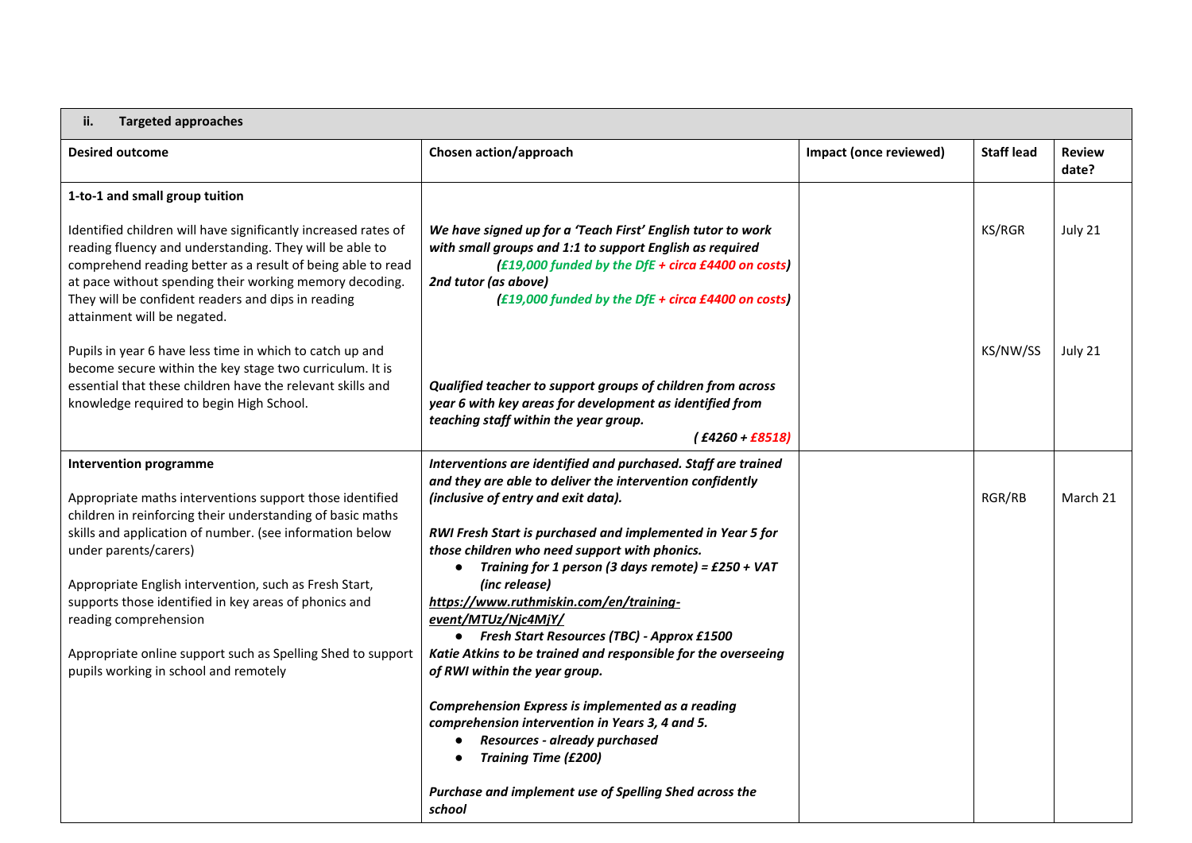| ii. **Targeted approaches** | | | | |
|---|---|---|---|---|
| **Desired outcome** | **Chosen action/approach** | **Impact (once reviewed)** | **Staff lead** | **Review date?** |
| **1-to-1 and small group tuition**<br><br>Identified children will have significantly increased rates of reading fluency and understanding. They will be able to comprehend reading better as a result of being able to read at pace without spending their working memory decoding. They will be confident readers and dips in reading attainment will be negated.<br><br>Pupils in year 6 have less time in which to catch up and become secure within the key stage two curriculum. It is essential that these children have the relevant skills and knowledge required to begin High School. | ***We have signed up for a 'Teach First' English tutor to work with small groups and 1:1 to support English as required (£19,000 funded by the DfE + circa £4400 on costs)***<br>***2nd tutor (as above) (£19,000 funded by the DfE + circa £4400 on costs)***<br><br>***Qualified teacher to support groups of children from across year 6 with key areas for development as identified from teaching staff within the year group. ( £4260 + £8518)*** | | KS/RGR<br><br>KS/NW/SS | July 21<br><br>July 21 |
| **Intervention programme**<br><br>Appropriate maths interventions support those identified children in reinforcing their understanding of basic maths skills and application of number. (see information below under parents/carers)<br><br>Appropriate English intervention, such as Fresh Start, supports those identified in key areas of phonics and reading comprehension<br><br>Appropriate online support such as Spelling Shed to support pupils working in school and remotely | ***Interventions are identified and purchased. Staff are trained and they are able to deliver the intervention confidently (inclusive of entry and exit data).***<br><br>***RWI Fresh Start is purchased and implemented in Year 5 for those children who need support with phonics.***<br>● ***Training for 1 person (3 days remote) = £250 + VAT (inc release)***<br>***https://www.ruthmiskin.com/en/training-event/MTUz/Njc4MjY/***<br>● ***Fresh Start Resources (TBC) - Approx £1500***<br>***Katie Atkins to be trained and responsible for the overseeing of RWI within the year group.***<br><br>***Comprehension Express is implemented as a reading comprehension intervention in Years 3, 4 and 5.***<br>● ***Resources - already purchased***<br>● ***Training Time (£200)***<br><br>***Purchase and implement use of Spelling Shed across the school*** | | RGR/RB | March 21 |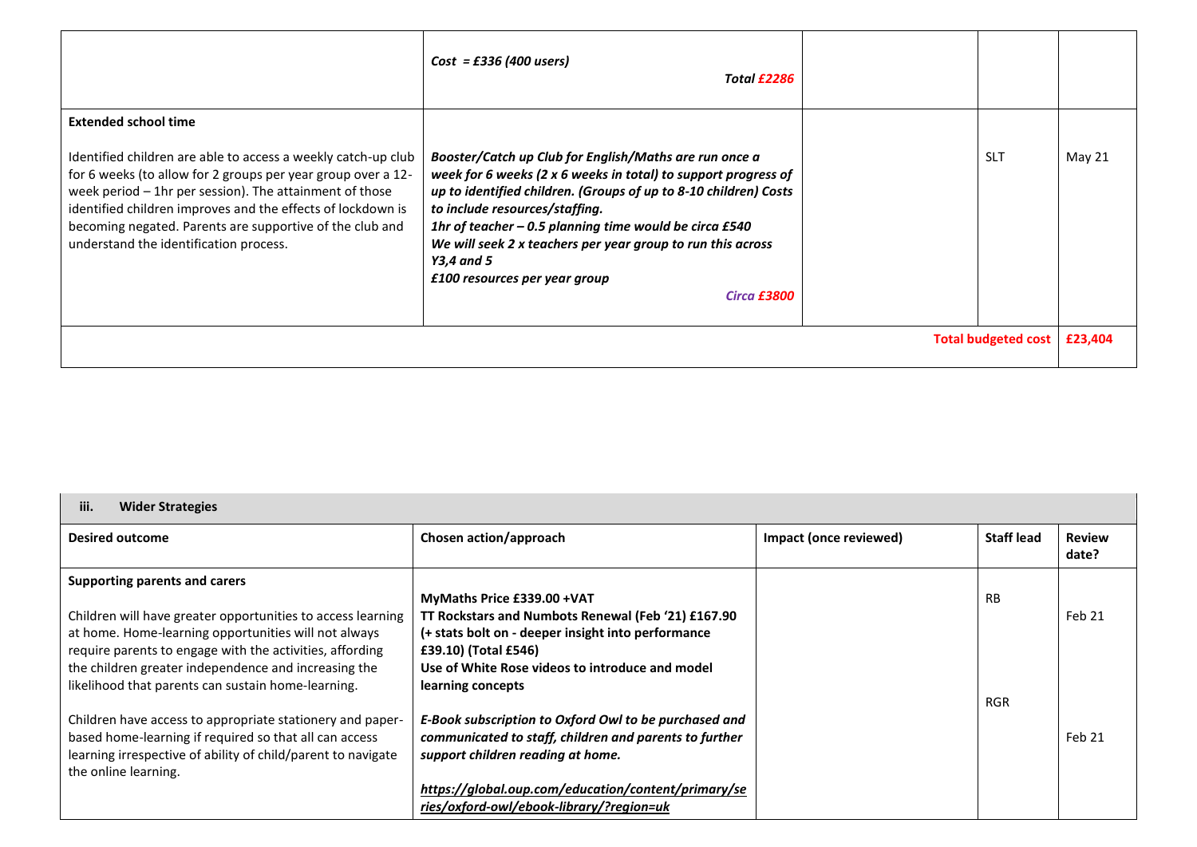| | | | | |
|---|---|---|---|---|
| | ***Cost = £336 (400 users)*** ***Total £2286*** | | | |
| **Extended school time**<br><br>Identified children are able to access a weekly catch-up club for 6 weeks (to allow for 2 groups per year group over a 12-week period – 1hr per session). The attainment of those identified children improves and the effects of lockdown is becoming negated. Parents are supportive of the club and understand the identification process. | ***Booster/Catch up Club for English/Maths are run once a week for 6 weeks (2 x 6 weeks in total) to support progress of up to identified children. (Groups of up to 8-10 children) Costs to include resources/staffing.***<br>***1hr of teacher – 0.5 planning time would be circa £540***<br>***We will seek 2 x teachers per year group to run this across Y3,4 and 5***<br>***£100 resources per year group***<br>***Circa £3800*** | | SLT | May 21 |
| | | | **Total budgeted cost** | **£23,404** |

| **iii. Wider Strategies** | | | | |
|---|---|---|---|---|
| **Desired outcome** | **Chosen action/approach** | **Impact (once reviewed)** | **Staff lead** | **Review date?** |
| **Supporting parents and carers**<br><br>Children will have greater opportunities to access learning at home. Home-learning opportunities will not always require parents to engage with the activities, affording the children greater independence and increasing the likelihood that parents can sustain home-learning.<br><br>Children have access to appropriate stationery and paper-based home-learning if required so that all can access learning irrespective of ability of child/parent to navigate the online learning. | **MyMaths Price £339.00 +VAT**<br>**TT Rockstars and Numbots Renewal (Feb '21) £167.90 (+ stats bolt on - deeper insight into performance £39.10) (Total £546)**<br>**Use of White Rose videos to introduce and model learning concepts**<br><br>***E-Book subscription to Oxford Owl to be purchased and communicated to staff, children and parents to further support children reading at home.***<br><br>***https://global.oup.com/education/content/primary/series/oxford-owl/ebook-library/?region=uk*** | | RB<br><br>RGR | Feb 21<br><br>Feb 21 |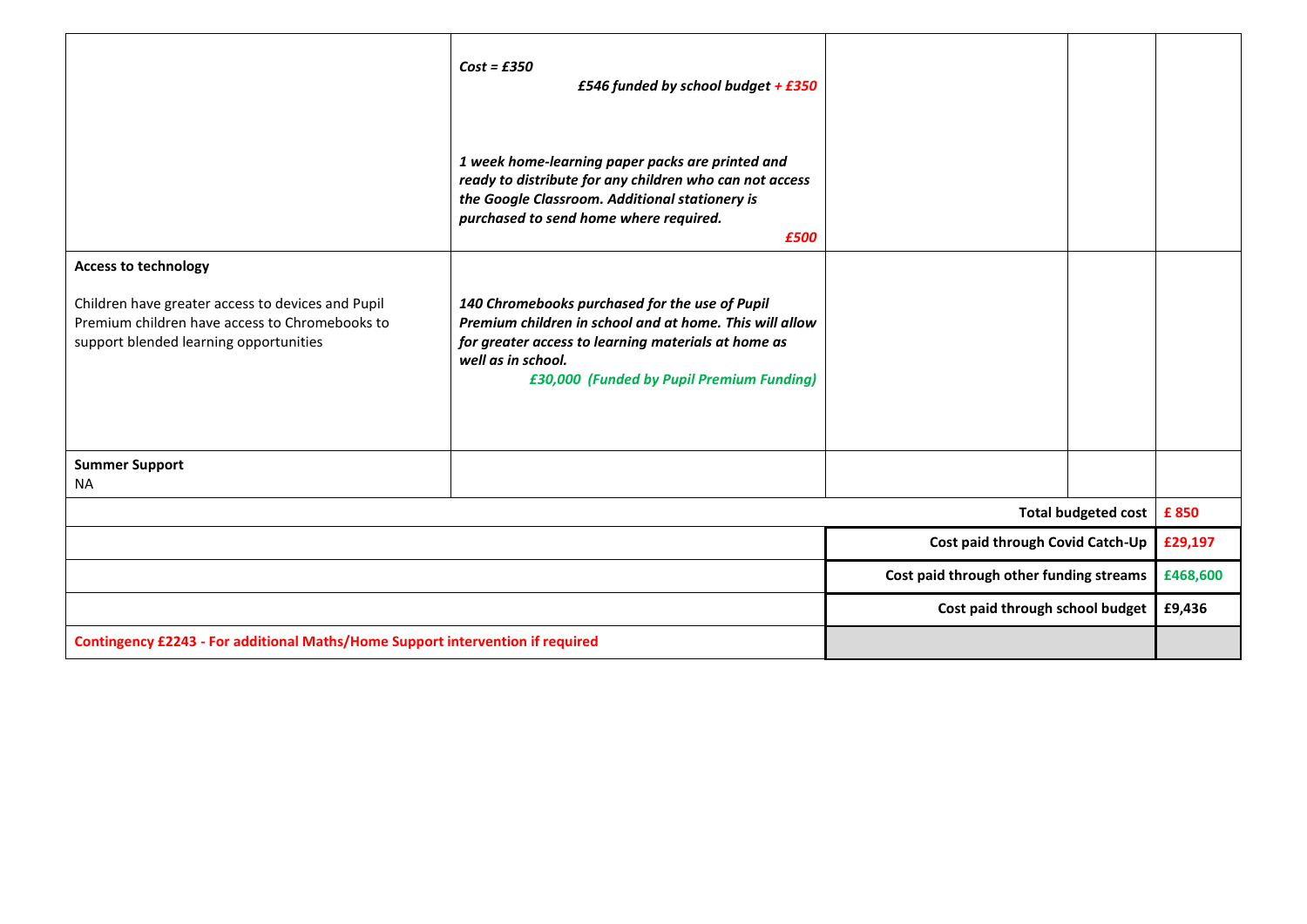| | | | | |
|---|---|---|---|---|
| | ***Cost = £350***<br>***£546 funded by school budget + £350***<br><br>***1 week home-learning paper packs are printed and ready to distribute for any children who can not access the Google Classroom. Additional stationery is purchased to send home where required.***<br>***£500*** | | | |
| **Access to technology**<br><br>Children have greater access to devices and Pupil Premium children have access to Chromebooks to support blended learning opportunities | ***140 Chromebooks purchased for the use of Pupil Premium children in school and at home. This will allow for greater access to learning materials at home as well as in school.***<br>***£30,000 (Funded by Pupil Premium Funding)*** | | | |
| **Summer Support**<br>NA | | | | |
| | | | **Total budgeted cost** | **£ 850** |
| | | | **Cost paid through Covid Catch-Up** | **£29,197** |
| | | | **Cost paid through other funding streams** | **£468,600** |
| | | | **Cost paid through school budget** | **£9,436** |
| **Contingency £2243 - For additional Maths/Home Support intervention if required** | | | | |